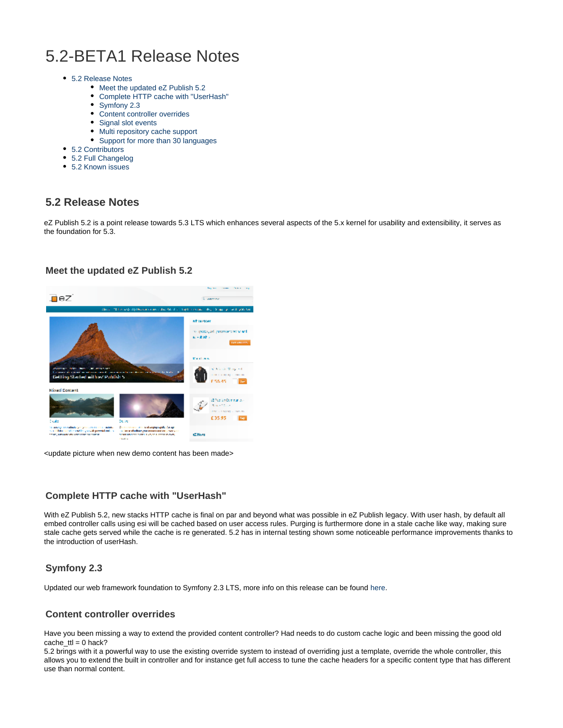# 5.2-BETA1 Release Notes

- 5.2 Release Notes
  - Meet the updated eZ Publish 5.2
  - Complete HTTP cache with "UserHash"
  - Symfony 2.3
  - Content controller overrides
  - Signal slot events
  - Multi repository cache support
  - Support for more than 30 languages
- 5.2 Contributors
- 5.2 Full Changelog
- 5.2 Known issues

## 5.2 Release Notes

eZ Publish 5.2 is a point release towards 5.3 LTS which enhances several aspects of the 5.x kernel for usability and extensibility, it serves as the foundation for 5.3.

### Meet the updated eZ Publish 5.2

<update picture when new demo content has been made>

### Complete HTTP cache with "UserHash"

With eZ Publish 5.2, new stacks HTTP cache is final on par and beyond what was possible in eZ Publish legacy. With user hash, by default all embed controller calls using esi will be cached based on user access rules. Purging is furthermore done in a stale cache like way, making sure stale cache gets served while the cache is re generated. 5.2 has in internal testing shown some noticeable performance improvements thanks to the introduction of userHash.

### Symfony 2.3

Updated our web framework foundation to Symfony 2.3 LTS, more info on this release can be found here.

### Content controller overrides

Have you been missing a way to extend the provided content controller? Had needs to do custom cache logic and been missing the good old cache_ttl = 0 hack?
5.2 brings with it a powerful way to use the existing override system to instead of overriding just a template, override the whole controller, this allows you to extend the built in controller and for instance get full access to tune the cache headers for a specific content type that has different use than normal content.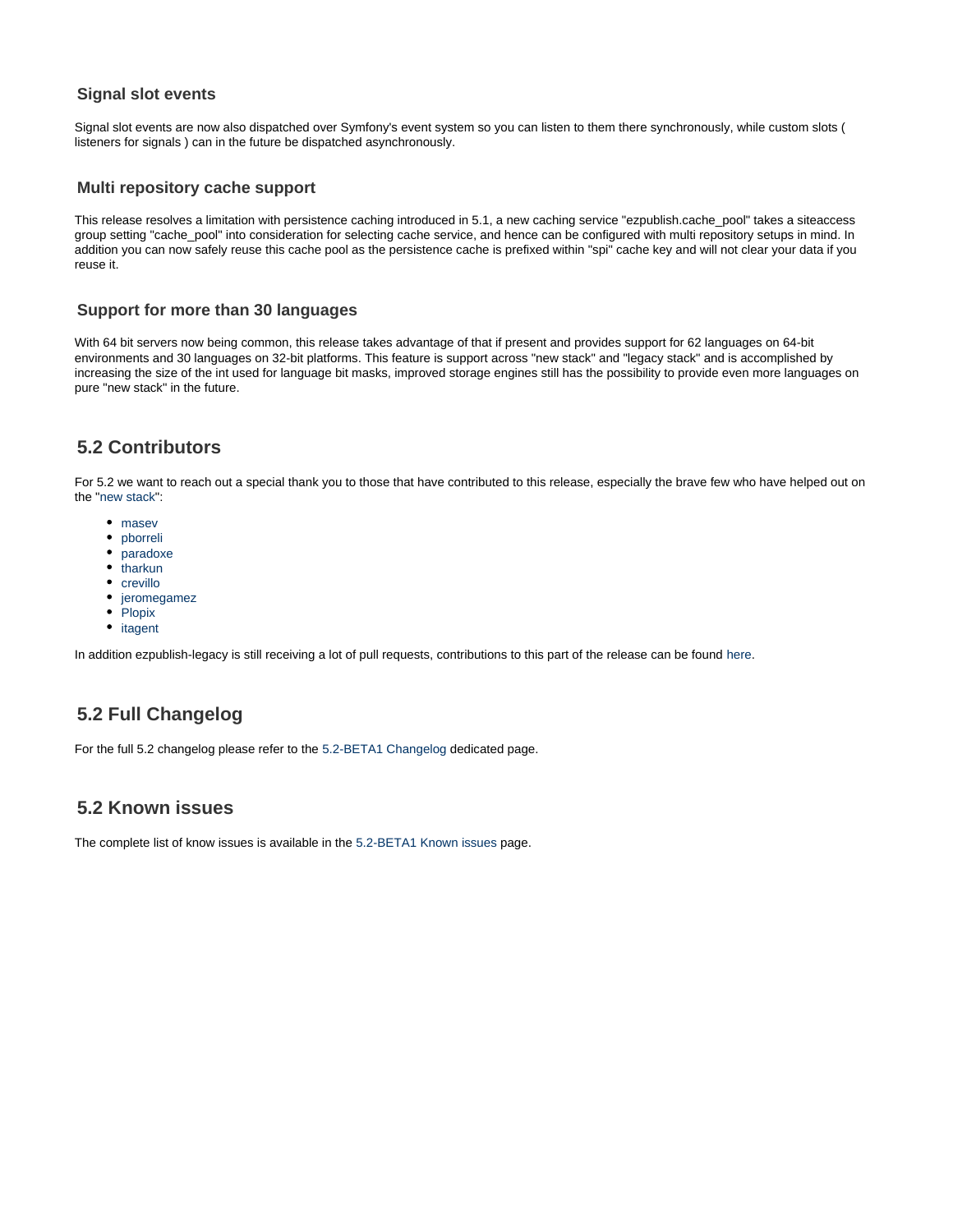### Signal slot events

Signal slot events are now also dispatched over Symfony's event system so you can listen to them there synchronously, while custom slots ( listeners for signals ) can in the future be dispatched asynchronously.

### Multi repository cache support

This release resolves a limitation with persistence caching introduced in 5.1, a new caching service "ezpublish.cache_pool" takes a siteaccess group setting "cache_pool" into consideration for selecting cache service, and hence can be configured with multi repository setups in mind. In addition you can now safely reuse this cache pool as the persistence cache is prefixed within "spi" cache key and will not clear your data if you reuse it.

### Support for more than 30 languages

With 64 bit servers now being common, this release takes advantage of that if present and provides support for 62 languages on 64-bit environments and 30 languages on 32-bit platforms. This feature is support across "new stack" and "legacy stack" and is accomplished by increasing the size of the int used for language bit masks, improved storage engines still has the possibility to provide even more languages on pure "new stack" in the future.

## 5.2 Contributors

For 5.2 we want to reach out a special thank you to those that have contributed to this release, especially the brave few who have helped out on the "new stack":

- masev
- pborreli
- paradoxe
- tharkun
- crevillo
- jeromegamez
- Plopix
- itagent

In addition ezpublish-legacy is still receiving a lot of pull requests, contributions to this part of the release can be found here.

## 5.2 Full Changelog

For the full 5.2 changelog please refer to the 5.2-BETA1 Changelog dedicated page.

## 5.2 Known issues

The complete list of know issues is available in the 5.2-BETA1 Known issues page.